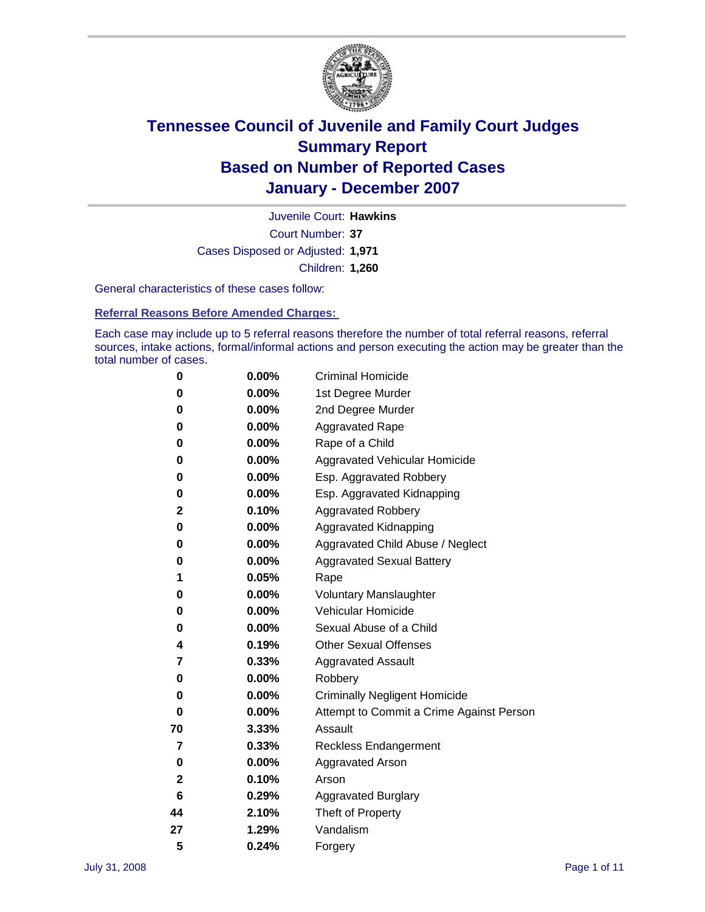# Tennessee Council of Juvenile and Family Court Judges
# Summary Report
# Based on Number of Reported Cases
# January - December 2007

Juvenile Court: **Hawkins**
Court Number: **37**
Cases Disposed or Adjusted: **1,971**
Children: **1,260**

General characteristics of these cases follow:

**Referral Reasons Before Amended Charges:**

Each case may include up to 5 referral reasons therefore the number of total referral reasons, referral sources, intake actions, formal/informal actions and person executing the action may be greater than the total number of cases.

| | | |
|---|---|---|
| 0 | 0.00% | Criminal Homicide |
| 0 | 0.00% | 1st Degree Murder |
| 0 | 0.00% | 2nd Degree Murder |
| 0 | 0.00% | Aggravated Rape |
| 0 | 0.00% | Rape of a Child |
| 0 | 0.00% | Aggravated Vehicular Homicide |
| 0 | 0.00% | Esp. Aggravated Robbery |
| 0 | 0.00% | Esp. Aggravated Kidnapping |
| 2 | 0.10% | Aggravated Robbery |
| 0 | 0.00% | Aggravated Kidnapping |
| 0 | 0.00% | Aggravated Child Abuse / Neglect |
| 0 | 0.00% | Aggravated Sexual Battery |
| 1 | 0.05% | Rape |
| 0 | 0.00% | Voluntary Manslaughter |
| 0 | 0.00% | Vehicular Homicide |
| 0 | 0.00% | Sexual Abuse of a Child |
| 4 | 0.19% | Other Sexual Offenses |
| 7 | 0.33% | Aggravated Assault |
| 0 | 0.00% | Robbery |
| 0 | 0.00% | Criminally Negligent Homicide |
| 0 | 0.00% | Attempt to Commit a Crime Against Person |
| 70 | 3.33% | Assault |
| 7 | 0.33% | Reckless Endangerment |
| 0 | 0.00% | Aggravated Arson |
| 2 | 0.10% | Arson |
| 6 | 0.29% | Aggravated Burglary |
| 44 | 2.10% | Theft of Property |
| 27 | 1.29% | Vandalism |
| 5 | 0.24% | Forgery |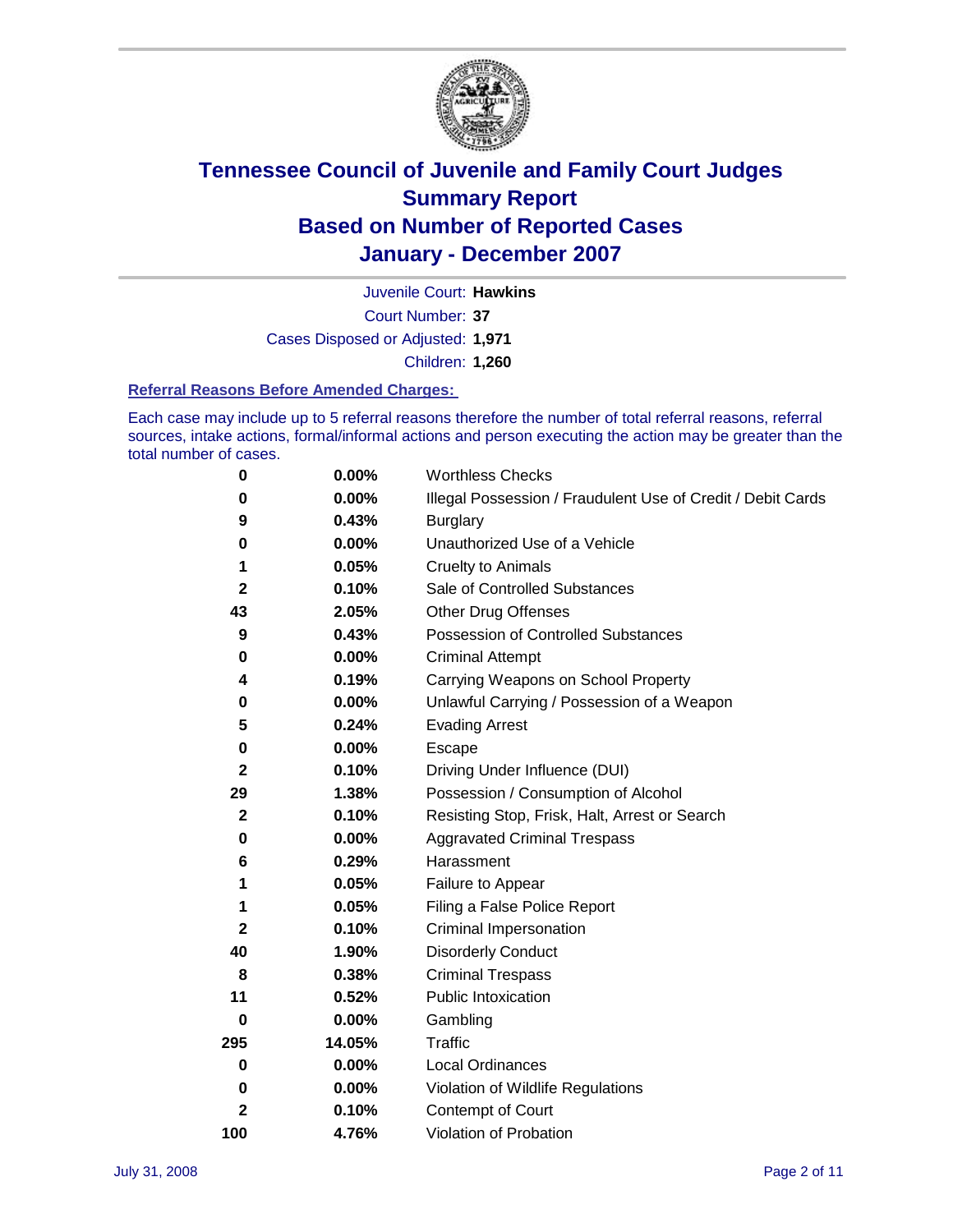# Tennessee Council of Juvenile and Family Court Judges
# Summary Report
# Based on Number of Reported Cases
# January - December 2007

Juvenile Court: **Hawkins**

Court Number: **37**

Cases Disposed or Adjusted: **1,971**

Children: **1,260**

### Referral Reasons Before Amended Charges:

Each case may include up to 5 referral reasons therefore the number of total referral reasons, referral sources, intake actions, formal/informal actions and person executing the action may be greater than the total number of cases.

| Count | Percent | Referral Reason |
|---|---|---|
| 0 | 0.00% | Worthless Checks |
| 0 | 0.00% | Illegal Possession / Fraudulent Use of Credit / Debit Cards |
| 9 | 0.43% | Burglary |
| 0 | 0.00% | Unauthorized Use of a Vehicle |
| 1 | 0.05% | Cruelty to Animals |
| 2 | 0.10% | Sale of Controlled Substances |
| 43 | 2.05% | Other Drug Offenses |
| 9 | 0.43% | Possession of Controlled Substances |
| 0 | 0.00% | Criminal Attempt |
| 4 | 0.19% | Carrying Weapons on School Property |
| 0 | 0.00% | Unlawful Carrying / Possession of a Weapon |
| 5 | 0.24% | Evading Arrest |
| 0 | 0.00% | Escape |
| 2 | 0.10% | Driving Under Influence (DUI) |
| 29 | 1.38% | Possession / Consumption of Alcohol |
| 2 | 0.10% | Resisting Stop, Frisk, Halt, Arrest or Search |
| 0 | 0.00% | Aggravated Criminal Trespass |
| 6 | 0.29% | Harassment |
| 1 | 0.05% | Failure to Appear |
| 1 | 0.05% | Filing a False Police Report |
| 2 | 0.10% | Criminal Impersonation |
| 40 | 1.90% | Disorderly Conduct |
| 8 | 0.38% | Criminal Trespass |
| 11 | 0.52% | Public Intoxication |
| 0 | 0.00% | Gambling |
| 295 | 14.05% | Traffic |
| 0 | 0.00% | Local Ordinances |
| 0 | 0.00% | Violation of Wildlife Regulations |
| 2 | 0.10% | Contempt of Court |
| 100 | 4.76% | Violation of Probation |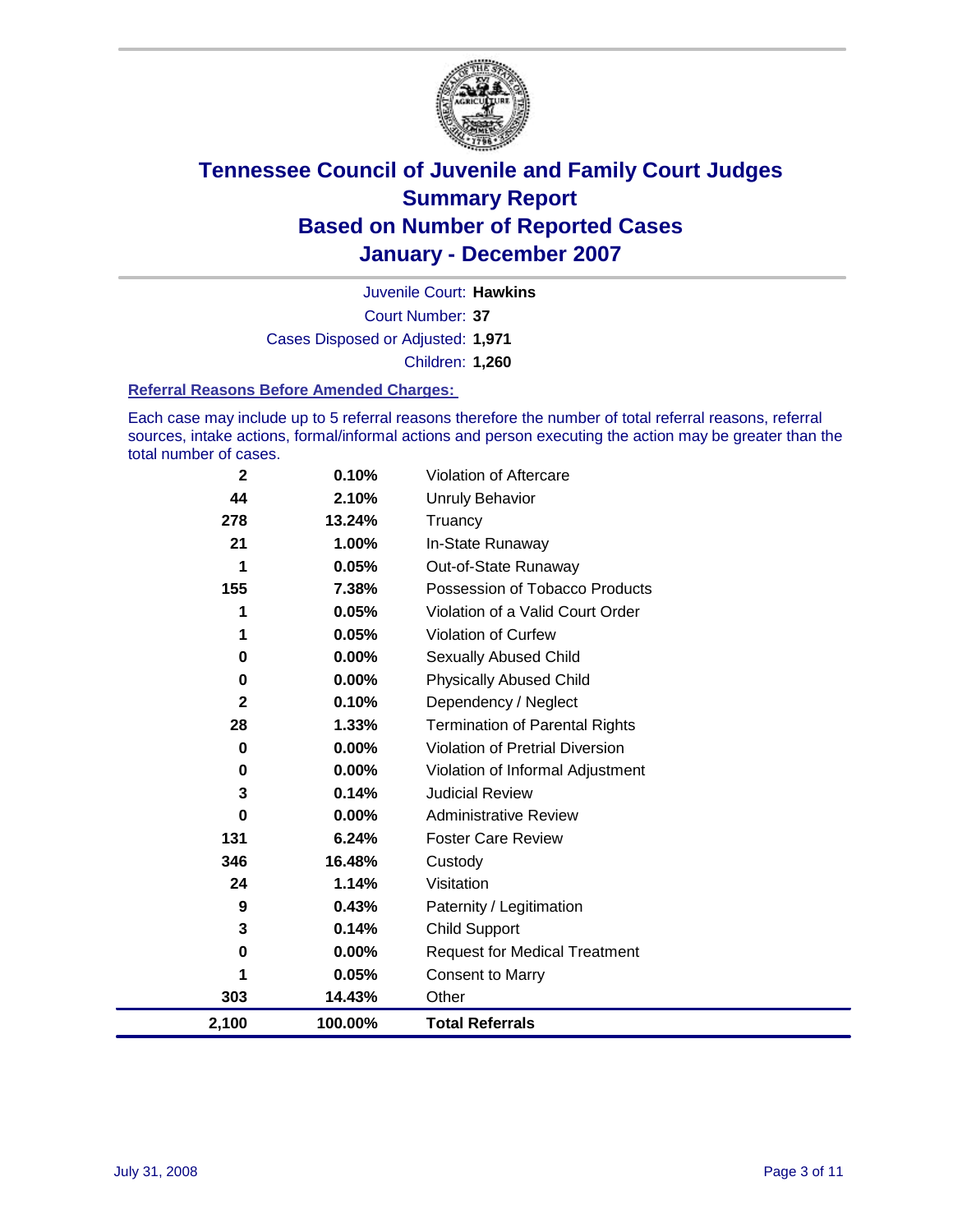# Tennessee Council of Juvenile and Family Court Judges
## Summary Report
## Based on Number of Reported Cases
## January - December 2007

Juvenile Court: **Hawkins**

Court Number: **37**

Cases Disposed or Adjusted: **1,971**

Children: **1,260**

### Referral Reasons Before Amended Charges:

Each case may include up to 5 referral reasons therefore the number of total referral reasons, referral sources, intake actions, formal/informal actions and person executing the action may be greater than the total number of cases.

| Count | Percent | Referral Reason |
|---|---|---|
| 2 | 0.10% | Violation of Aftercare |
| 44 | 2.10% | Unruly Behavior |
| 278 | 13.24% | Truancy |
| 21 | 1.00% | In-State Runaway |
| 1 | 0.05% | Out-of-State Runaway |
| 155 | 7.38% | Possession of Tobacco Products |
| 1 | 0.05% | Violation of a Valid Court Order |
| 1 | 0.05% | Violation of Curfew |
| 0 | 0.00% | Sexually Abused Child |
| 0 | 0.00% | Physically Abused Child |
| 2 | 0.10% | Dependency / Neglect |
| 28 | 1.33% | Termination of Parental Rights |
| 0 | 0.00% | Violation of Pretrial Diversion |
| 0 | 0.00% | Violation of Informal Adjustment |
| 3 | 0.14% | Judicial Review |
| 0 | 0.00% | Administrative Review |
| 131 | 6.24% | Foster Care Review |
| 346 | 16.48% | Custody |
| 24 | 1.14% | Visitation |
| 9 | 0.43% | Paternity / Legitimation |
| 3 | 0.14% | Child Support |
| 0 | 0.00% | Request for Medical Treatment |
| 1 | 0.05% | Consent to Marry |
| 303 | 14.43% | Other |
| **2,100** | **100.00%** | **Total Referrals** |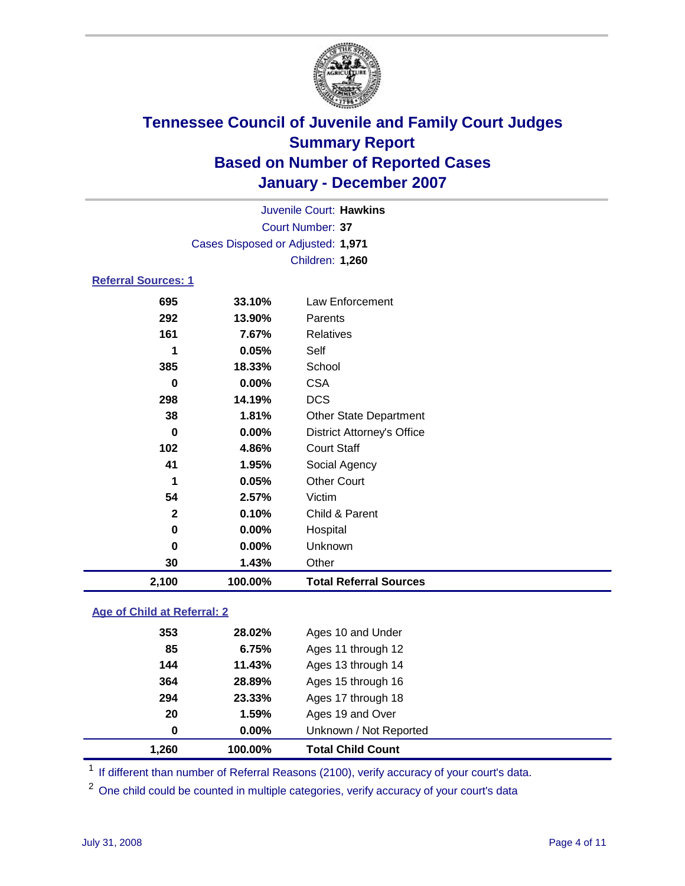# Tennessee Council of Juvenile and Family Court Judges
## Summary Report
## Based on Number of Reported Cases
## January - December 2007

Juvenile Court: **Hawkins**
Court Number: **37**
Cases Disposed or Adjusted: **1,971**
Children: **1,260**

### Referral Sources: 1

| | | |
|---|---|---|
| 695 | 33.10% | Law Enforcement |
| 292 | 13.90% | Parents |
| 161 | 7.67% | Relatives |
| 1 | 0.05% | Self |
| 385 | 18.33% | School |
| 0 | 0.00% | CSA |
| 298 | 14.19% | DCS |
| 38 | 1.81% | Other State Department |
| 0 | 0.00% | District Attorney's Office |
| 102 | 4.86% | Court Staff |
| 41 | 1.95% | Social Agency |
| 1 | 0.05% | Other Court |
| 54 | 2.57% | Victim |
| 2 | 0.10% | Child & Parent |
| 0 | 0.00% | Hospital |
| 0 | 0.00% | Unknown |
| 30 | 1.43% | Other |
| **2,100** | **100.00%** | **Total Referral Sources** |

### Age of Child at Referral: 2

| | | |
|---|---|---|
| 353 | 28.02% | Ages 10 and Under |
| 85 | 6.75% | Ages 11 through 12 |
| 144 | 11.43% | Ages 13 through 14 |
| 364 | 28.89% | Ages 15 through 16 |
| 294 | 23.33% | Ages 17 through 18 |
| 20 | 1.59% | Ages 19 and Over |
| 0 | 0.00% | Unknown / Not Reported |
| **1,260** | **100.00%** | **Total Child Count** |

[1] If different than number of Referral Reasons (2100), verify accuracy of your court's data.

[2] One child could be counted in multiple categories, verify accuracy of your court's data

July 31, 2008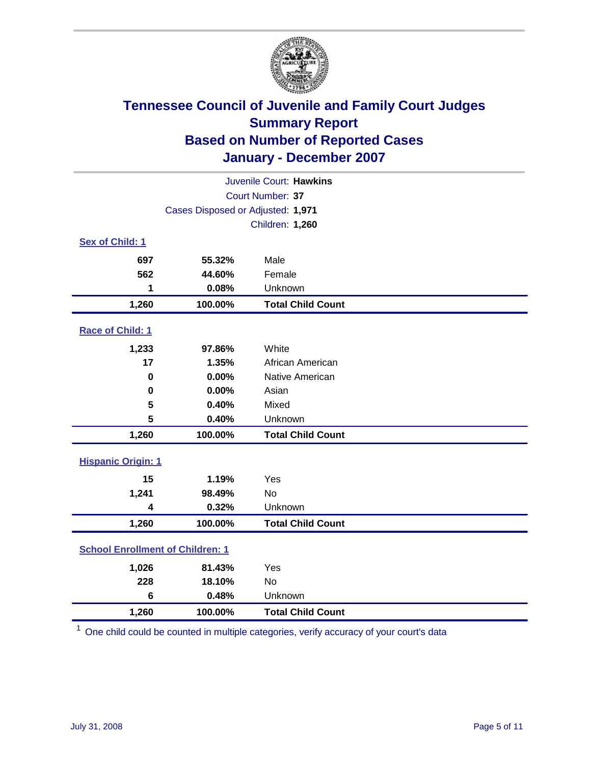# Tennessee Council of Juvenile and Family Court Judges
## Summary Report
## Based on Number of Reported Cases
## January - December 2007

Juvenile Court: **Hawkins**
Court Number: **37**
Cases Disposed or Adjusted: **1,971**
Children: **1,260**

### Sex of Child: 1

| | | |
|---|---|---|
| 697 | 55.32% | Male |
| 562 | 44.60% | Female |
| 1 | 0.08% | Unknown |
| **1,260** | **100.00%** | **Total Child Count** |

### Race of Child: 1

| | | |
|---|---|---|
| 1,233 | 97.86% | White |
| 17 | 1.35% | African American |
| 0 | 0.00% | Native American |
| 0 | 0.00% | Asian |
| 5 | 0.40% | Mixed |
| 5 | 0.40% | Unknown |
| **1,260** | **100.00%** | **Total Child Count** |

### Hispanic Origin: 1

| | | |
|---|---|---|
| 15 | 1.19% | Yes |
| 1,241 | 98.49% | No |
| 4 | 0.32% | Unknown |
| **1,260** | **100.00%** | **Total Child Count** |

### School Enrollment of Children: 1

| | | |
|---|---|---|
| 1,026 | 81.43% | Yes |
| 228 | 18.10% | No |
| 6 | 0.48% | Unknown |
| **1,260** | **100.00%** | **Total Child Count** |

[1] One child could be counted in multiple categories, verify accuracy of your court's data

July 31, 2008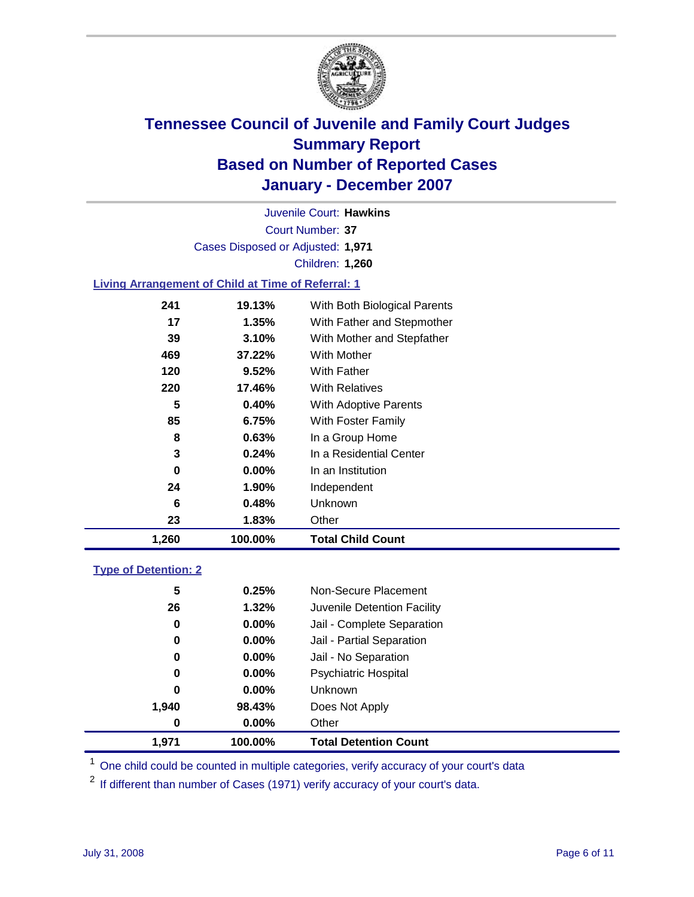# Tennessee Council of Juvenile and Family Court Judges Summary Report Based on Number of Reported Cases January - December 2007

Juvenile Court: **Hawkins**

Court Number: **37**

Cases Disposed or Adjusted: **1,971**

Children: **1,260**

### Living Arrangement of Child at Time of Referral: 1

| | | |
|---|---|---|
| 241 | 19.13% | With Both Biological Parents |
| 17 | 1.35% | With Father and Stepmother |
| 39 | 3.10% | With Mother and Stepfather |
| 469 | 37.22% | With Mother |
| 120 | 9.52% | With Father |
| 220 | 17.46% | With Relatives |
| 5 | 0.40% | With Adoptive Parents |
| 85 | 6.75% | With Foster Family |
| 8 | 0.63% | In a Group Home |
| 3 | 0.24% | In a Residential Center |
| 0 | 0.00% | In an Institution |
| 24 | 1.90% | Independent |
| 6 | 0.48% | Unknown |
| 23 | 1.83% | Other |
| **1,260** | **100.00%** | **Total Child Count** |

### Type of Detention: 2

| | | |
|---|---|---|
| 5 | 0.25% | Non-Secure Placement |
| 26 | 1.32% | Juvenile Detention Facility |
| 0 | 0.00% | Jail - Complete Separation |
| 0 | 0.00% | Jail - Partial Separation |
| 0 | 0.00% | Jail - No Separation |
| 0 | 0.00% | Psychiatric Hospital |
| 0 | 0.00% | Unknown |
| 1,940 | 98.43% | Does Not Apply |
| 0 | 0.00% | Other |
| **1,971** | **100.00%** | **Total Detention Count** |

[1] One child could be counted in multiple categories, verify accuracy of your court's data

[2] If different than number of Cases (1971) verify accuracy of your court's data.

July 31, 2008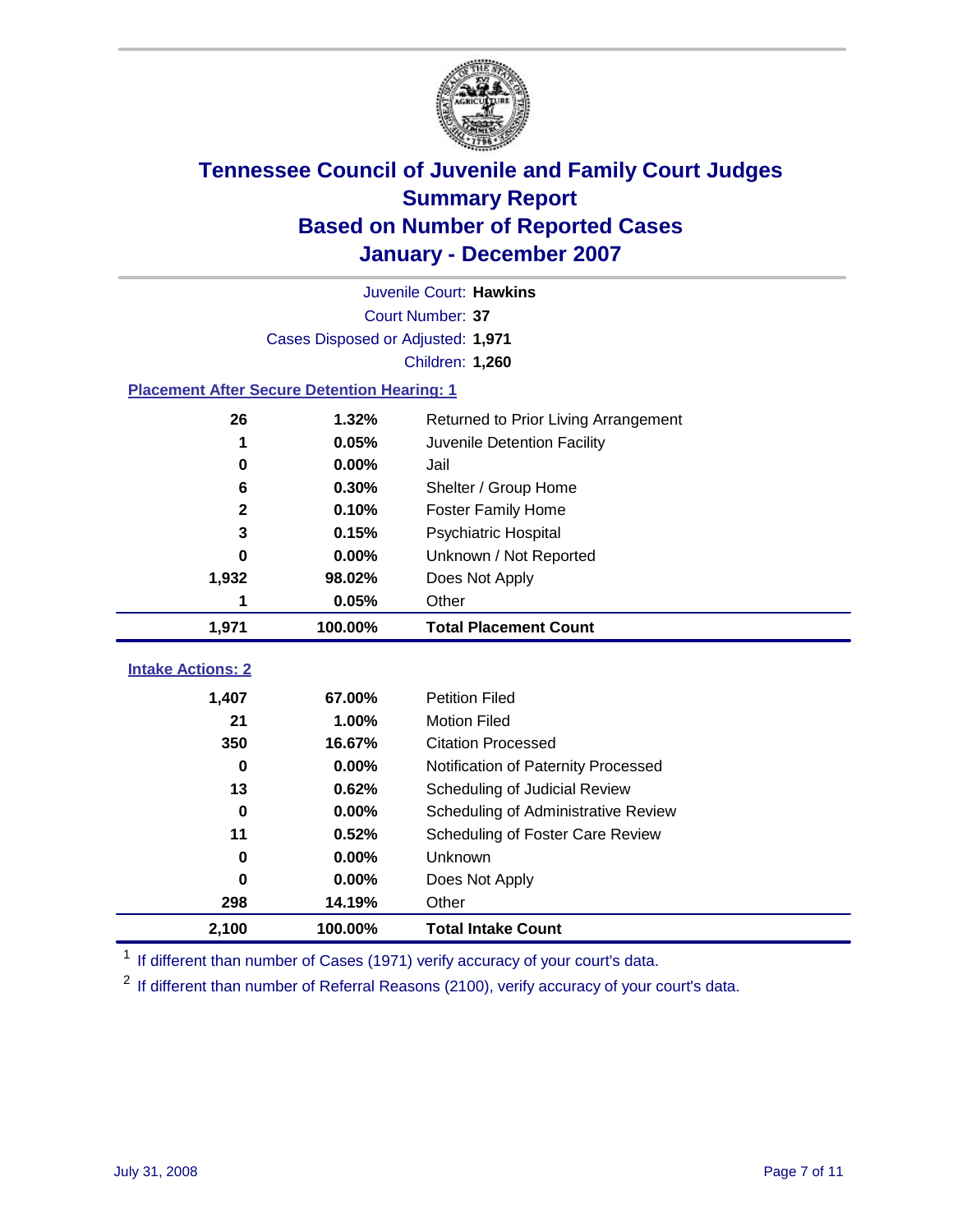# Tennessee Council of Juvenile and Family Court Judges
## Summary Report
## Based on Number of Reported Cases
## January - December 2007

Juvenile Court: **Hawkins**
Court Number: **37**
Cases Disposed or Adjusted: **1,971**
Children: **1,260**

### Placement After Secure Detention Hearing: 1

| Count | Percent | Placement |
|---|---|---|
| 26 | 1.32% | Returned to Prior Living Arrangement |
| 1 | 0.05% | Juvenile Detention Facility |
| 0 | 0.00% | Jail |
| 6 | 0.30% | Shelter / Group Home |
| 2 | 0.10% | Foster Family Home |
| 3 | 0.15% | Psychiatric Hospital |
| 0 | 0.00% | Unknown / Not Reported |
| 1,932 | 98.02% | Does Not Apply |
| 1 | 0.05% | Other |
| **1,971** | **100.00%** | **Total Placement Count** |

### Intake Actions: 2

| Count | Percent | Intake Action |
|---|---|---|
| 1,407 | 67.00% | Petition Filed |
| 21 | 1.00% | Motion Filed |
| 350 | 16.67% | Citation Processed |
| 0 | 0.00% | Notification of Paternity Processed |
| 13 | 0.62% | Scheduling of Judicial Review |
| 0 | 0.00% | Scheduling of Administrative Review |
| 11 | 0.52% | Scheduling of Foster Care Review |
| 0 | 0.00% | Unknown |
| 0 | 0.00% | Does Not Apply |
| 298 | 14.19% | Other |
| **2,100** | **100.00%** | **Total Intake Count** |

[1] If different than number of Cases (1971) verify accuracy of your court's data.

[2] If different than number of Referral Reasons (2100), verify accuracy of your court's data.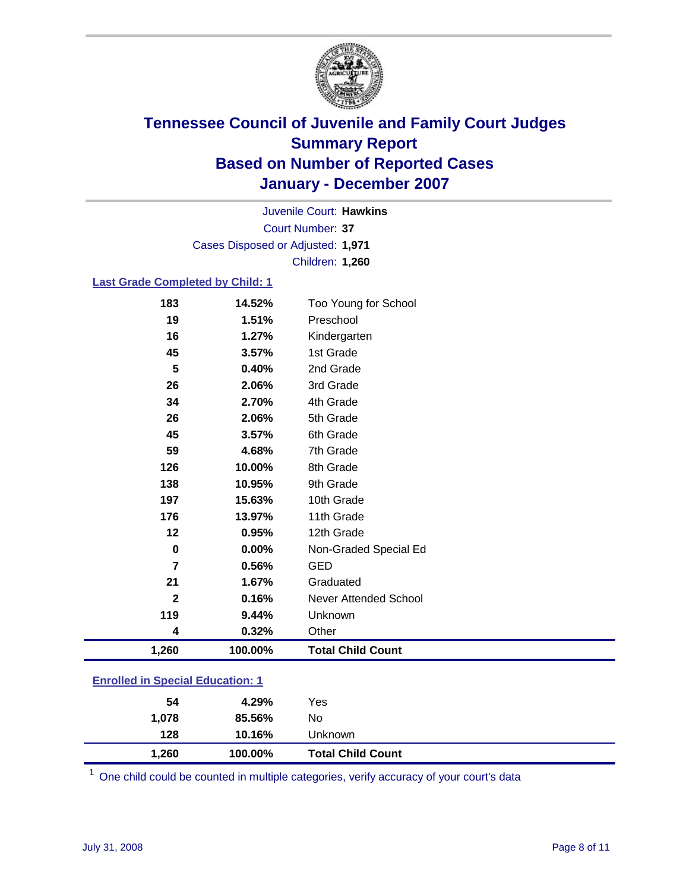# Tennessee Council of Juvenile and Family Court Judges
# Summary Report
# Based on Number of Reported Cases
# January - December 2007

Juvenile Court: **Hawkins**

Court Number: **37**

Cases Disposed or Adjusted: **1,971**

Children: **1,260**

### Last Grade Completed by Child: 1

| | | |
|---|---|---|
| 183 | 14.52% | Too Young for School |
| 19 | 1.51% | Preschool |
| 16 | 1.27% | Kindergarten |
| 45 | 3.57% | 1st Grade |
| 5 | 0.40% | 2nd Grade |
| 26 | 2.06% | 3rd Grade |
| 34 | 2.70% | 4th Grade |
| 26 | 2.06% | 5th Grade |
| 45 | 3.57% | 6th Grade |
| 59 | 4.68% | 7th Grade |
| 126 | 10.00% | 8th Grade |
| 138 | 10.95% | 9th Grade |
| 197 | 15.63% | 10th Grade |
| 176 | 13.97% | 11th Grade |
| 12 | 0.95% | 12th Grade |
| 0 | 0.00% | Non-Graded Special Ed |
| 7 | 0.56% | GED |
| 21 | 1.67% | Graduated |
| 2 | 0.16% | Never Attended School |
| 119 | 9.44% | Unknown |
| 4 | 0.32% | Other |
| **1,260** | **100.00%** | **Total Child Count** |

### Enrolled in Special Education: 1

| | | |
|---|---|---|
| 54 | 4.29% | Yes |
| 1,078 | 85.56% | No |
| 128 | 10.16% | Unknown |
| **1,260** | **100.00%** | **Total Child Count** |

[1] One child could be counted in multiple categories, verify accuracy of your court's data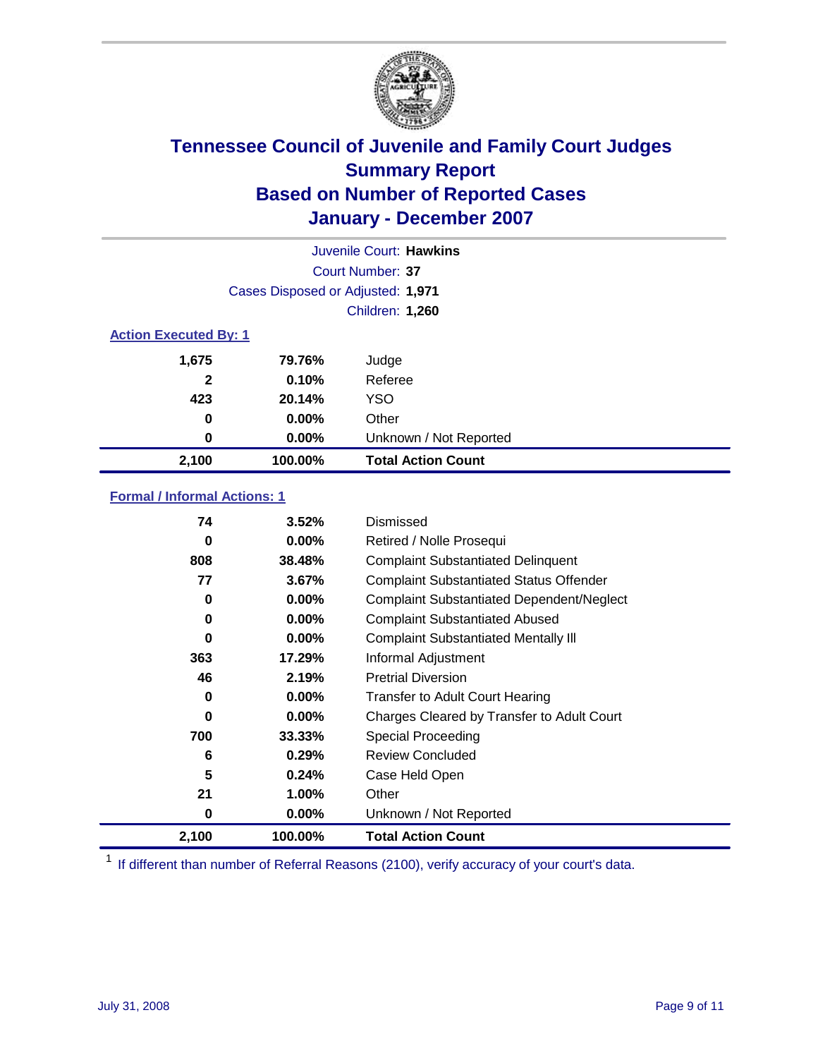# Tennessee Council of Juvenile and Family Court Judges
## Summary Report
## Based on Number of Reported Cases
## January - December 2007

Juvenile Court: **Hawkins**

Court Number: **37**

Cases Disposed or Adjusted: **1,971**

Children: **1,260**

### Action Executed By: 1

| | | |
|---|---|---|
| 1,675 | 79.76% | Judge |
| 2 | 0.10% | Referee |
| 423 | 20.14% | YSO |
| 0 | 0.00% | Other |
| 0 | 0.00% | Unknown / Not Reported |
| **2,100** | **100.00%** | **Total Action Count** |

### Formal / Informal Actions: 1

| | | |
|---|---|---|
| 74 | 3.52% | Dismissed |
| 0 | 0.00% | Retired / Nolle Prosequi |
| 808 | 38.48% | Complaint Substantiated Delinquent |
| 77 | 3.67% | Complaint Substantiated Status Offender |
| 0 | 0.00% | Complaint Substantiated Dependent/Neglect |
| 0 | 0.00% | Complaint Substantiated Abused |
| 0 | 0.00% | Complaint Substantiated Mentally Ill |
| 363 | 17.29% | Informal Adjustment |
| 46 | 2.19% | Pretrial Diversion |
| 0 | 0.00% | Transfer to Adult Court Hearing |
| 0 | 0.00% | Charges Cleared by Transfer to Adult Court |
| 700 | 33.33% | Special Proceeding |
| 6 | 0.29% | Review Concluded |
| 5 | 0.24% | Case Held Open |
| 21 | 1.00% | Other |
| 0 | 0.00% | Unknown / Not Reported |
| **2,100** | **100.00%** | **Total Action Count** |

[1] If different than number of Referral Reasons (2100), verify accuracy of your court's data.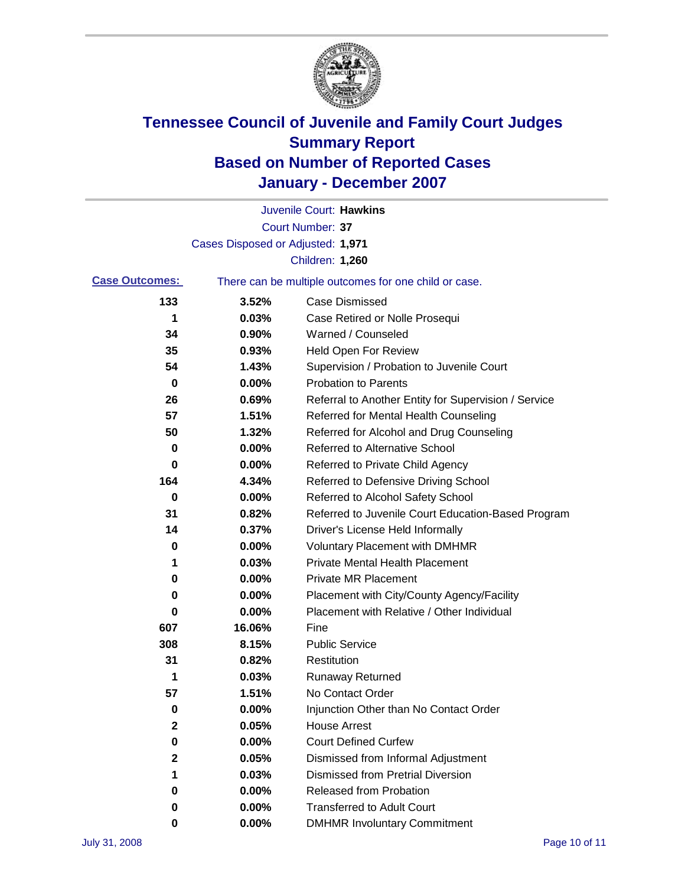# Tennessee Council of Juvenile and Family Court Judges
# Summary Report
# Based on Number of Reported Cases
# January - December 2007

Juvenile Court: **Hawkins**

Court Number: **37**

Cases Disposed or Adjusted: **1,971**

Children: **1,260**

**Case Outcomes:** There can be multiple outcomes for one child or case.

| Count | Percent | Outcome |
|---|---|---|
| 133 | 3.52% | Case Dismissed |
| 1 | 0.03% | Case Retired or Nolle Prosequi |
| 34 | 0.90% | Warned / Counseled |
| 35 | 0.93% | Held Open For Review |
| 54 | 1.43% | Supervision / Probation to Juvenile Court |
| 0 | 0.00% | Probation to Parents |
| 26 | 0.69% | Referral to Another Entity for Supervision / Service |
| 57 | 1.51% | Referred for Mental Health Counseling |
| 50 | 1.32% | Referred for Alcohol and Drug Counseling |
| 0 | 0.00% | Referred to Alternative School |
| 0 | 0.00% | Referred to Private Child Agency |
| 164 | 4.34% | Referred to Defensive Driving School |
| 0 | 0.00% | Referred to Alcohol Safety School |
| 31 | 0.82% | Referred to Juvenile Court Education-Based Program |
| 14 | 0.37% | Driver's License Held Informally |
| 0 | 0.00% | Voluntary Placement with DMHMR |
| 1 | 0.03% | Private Mental Health Placement |
| 0 | 0.00% | Private MR Placement |
| 0 | 0.00% | Placement with City/County Agency/Facility |
| 0 | 0.00% | Placement with Relative / Other Individual |
| 607 | 16.06% | Fine |
| 308 | 8.15% | Public Service |
| 31 | 0.82% | Restitution |
| 1 | 0.03% | Runaway Returned |
| 57 | 1.51% | No Contact Order |
| 0 | 0.00% | Injunction Other than No Contact Order |
| 2 | 0.05% | House Arrest |
| 0 | 0.00% | Court Defined Curfew |
| 2 | 0.05% | Dismissed from Informal Adjustment |
| 1 | 0.03% | Dismissed from Pretrial Diversion |
| 0 | 0.00% | Released from Probation |
| 0 | 0.00% | Transferred to Adult Court |
| 0 | 0.00% | DMHMR Involuntary Commitment |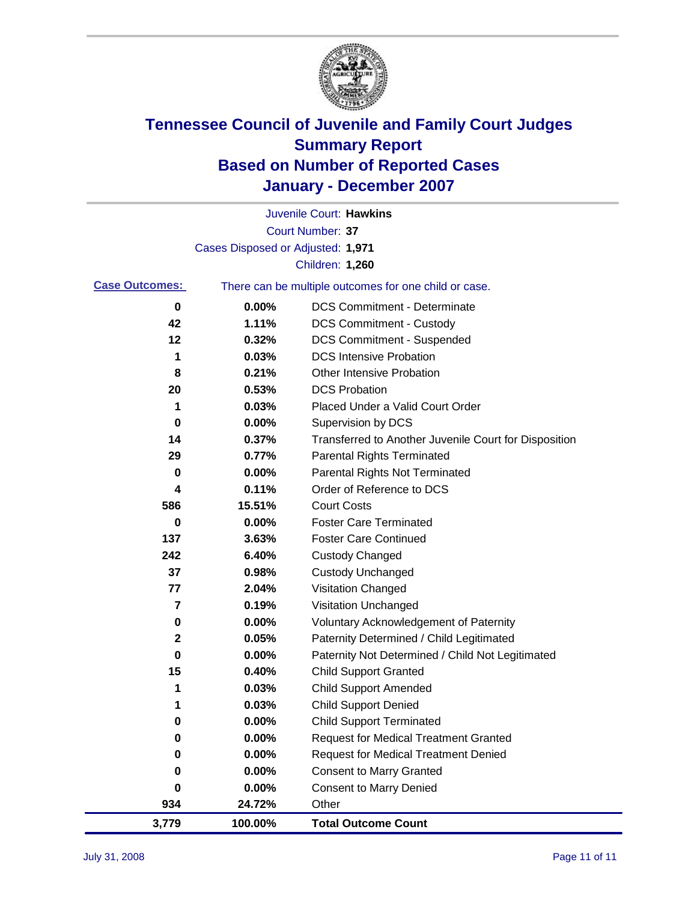# Tennessee Council of Juvenile and Family Court Judges
# Summary Report
# Based on Number of Reported Cases
# January - December 2007

Juvenile Court: **Hawkins**

Court Number: **37**

Cases Disposed or Adjusted: **1,971**

Children: **1,260**

**Case Outcomes:** There can be multiple outcomes for one child or case.

| | | |
|---|---|---|
| 0 | 0.00% | DCS Commitment - Determinate |
| 42 | 1.11% | DCS Commitment - Custody |
| 12 | 0.32% | DCS Commitment - Suspended |
| 1 | 0.03% | DCS Intensive Probation |
| 8 | 0.21% | Other Intensive Probation |
| 20 | 0.53% | DCS Probation |
| 1 | 0.03% | Placed Under a Valid Court Order |
| 0 | 0.00% | Supervision by DCS |
| 14 | 0.37% | Transferred to Another Juvenile Court for Disposition |
| 29 | 0.77% | Parental Rights Terminated |
| 0 | 0.00% | Parental Rights Not Terminated |
| 4 | 0.11% | Order of Reference to DCS |
| 586 | 15.51% | Court Costs |
| 0 | 0.00% | Foster Care Terminated |
| 137 | 3.63% | Foster Care Continued |
| 242 | 6.40% | Custody Changed |
| 37 | 0.98% | Custody Unchanged |
| 77 | 2.04% | Visitation Changed |
| 7 | 0.19% | Visitation Unchanged |
| 0 | 0.00% | Voluntary Acknowledgement of Paternity |
| 2 | 0.05% | Paternity Determined / Child Legitimated |
| 0 | 0.00% | Paternity Not Determined / Child Not Legitimated |
| 15 | 0.40% | Child Support Granted |
| 1 | 0.03% | Child Support Amended |
| 1 | 0.03% | Child Support Denied |
| 0 | 0.00% | Child Support Terminated |
| 0 | 0.00% | Request for Medical Treatment Granted |
| 0 | 0.00% | Request for Medical Treatment Denied |
| 0 | 0.00% | Consent to Marry Granted |
| 0 | 0.00% | Consent to Marry Denied |
| 934 | 24.72% | Other |
| **3,779** | **100.00%** | **Total Outcome Count** |